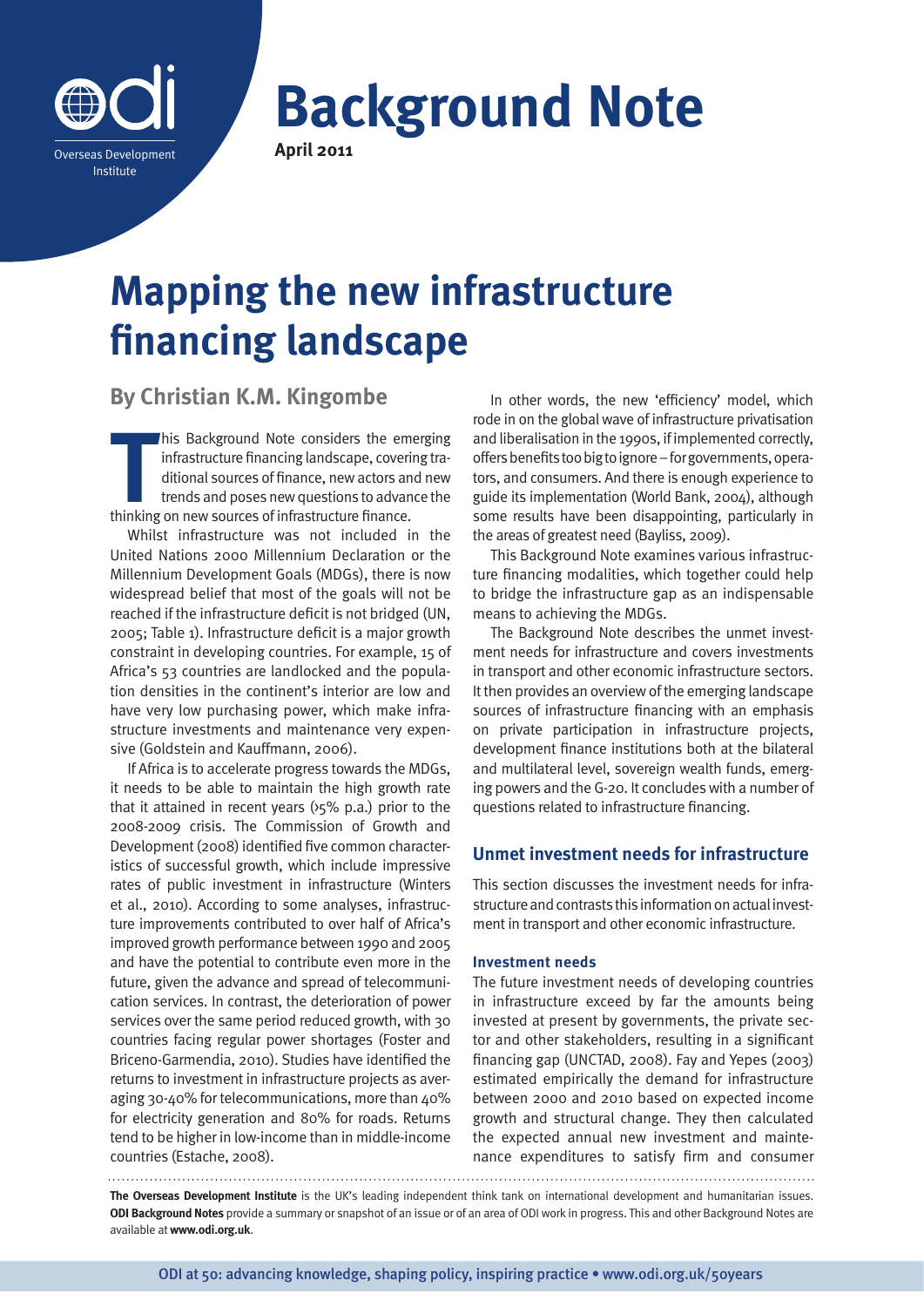# Background Note

**April 2011**

# Mapping the new infrastructure financing landscape

## By Christian K.M. Kingombe

This Background Note considers the emerging infrastructure financing landscape, covering traditional sources of finance, new actors and new trends and poses new questions to advance the thinking on new sources of infrastructure finance.

Whilst infrastructure was not included in the United Nations 2000 Millennium Declaration or the Millennium Development Goals (MDGs), there is now widespread belief that most of the goals will not be reached if the infrastructure deficit is not bridged (UN, 2005; Table 1). Infrastructure deficit is a major growth constraint in developing countries. For example, 15 of Africa's 53 countries are landlocked and the population densities in the continent's interior are low and have very low purchasing power, which make infrastructure investments and maintenance very expensive (Goldstein and Kauffmann, 2006).

If Africa is to accelerate progress towards the MDGs, it needs to be able to maintain the high growth rate that it attained in recent years (>5% p.a.) prior to the 2008-2009 crisis. The Commission of Growth and Development (2008) identified five common characteristics of successful growth, which include impressive rates of public investment in infrastructure (Winters et al., 2010). According to some analyses, infrastructure improvements contributed to over half of Africa's improved growth performance between 1990 and 2005 and have the potential to contribute even more in the future, given the advance and spread of telecommunication services. In contrast, the deterioration of power services over the same period reduced growth, with 30 countries facing regular power shortages (Foster and Briceno-Garmendia, 2010). Studies have identified the returns to investment in infrastructure projects as averaging 30-40% for telecommunications, more than 40% for electricity generation and 80% for roads. Returns tend to be higher in low-income than in middle-income countries (Estache, 2008).

In other words, the new 'efficiency' model, which rode in on the global wave of infrastructure privatisation and liberalisation in the 1990s, if implemented correctly, offers benefits too big to ignore – for governments, operators, and consumers. And there is enough experience to guide its implementation (World Bank, 2004), although some results have been disappointing, particularly in the areas of greatest need (Bayliss, 2009).

This Background Note examines various infrastructure financing modalities, which together could help to bridge the infrastructure gap as an indispensable means to achieving the MDGs.

The Background Note describes the unmet investment needs for infrastructure and covers investments in transport and other economic infrastructure sectors. It then provides an overview of the emerging landscape sources of infrastructure financing with an emphasis on private participation in infrastructure projects, development finance institutions both at the bilateral and multilateral level, sovereign wealth funds, emerging powers and the G-20. It concludes with a number of questions related to infrastructure financing.

## Unmet investment needs for infrastructure

This section discusses the investment needs for infrastructure and contrasts this information on actual investment in transport and other economic infrastructure.

### Investment needs

The future investment needs of developing countries in infrastructure exceed by far the amounts being invested at present by governments, the private sector and other stakeholders, resulting in a significant financing gap (UNCTAD, 2008). Fay and Yepes (2003) estimated empirically the demand for infrastructure between 2000 and 2010 based on expected income growth and structural change. They then calculated the expected annual new investment and maintenance expenditures to satisfy firm and consumer

**The Overseas Development Institute** is the UK's leading independent think tank on international development and humanitarian issues. **ODI Background Notes** provide a summary or snapshot of an issue or of an area of ODI work in progress. This and other Background Notes are available at **www.odi.org.uk**.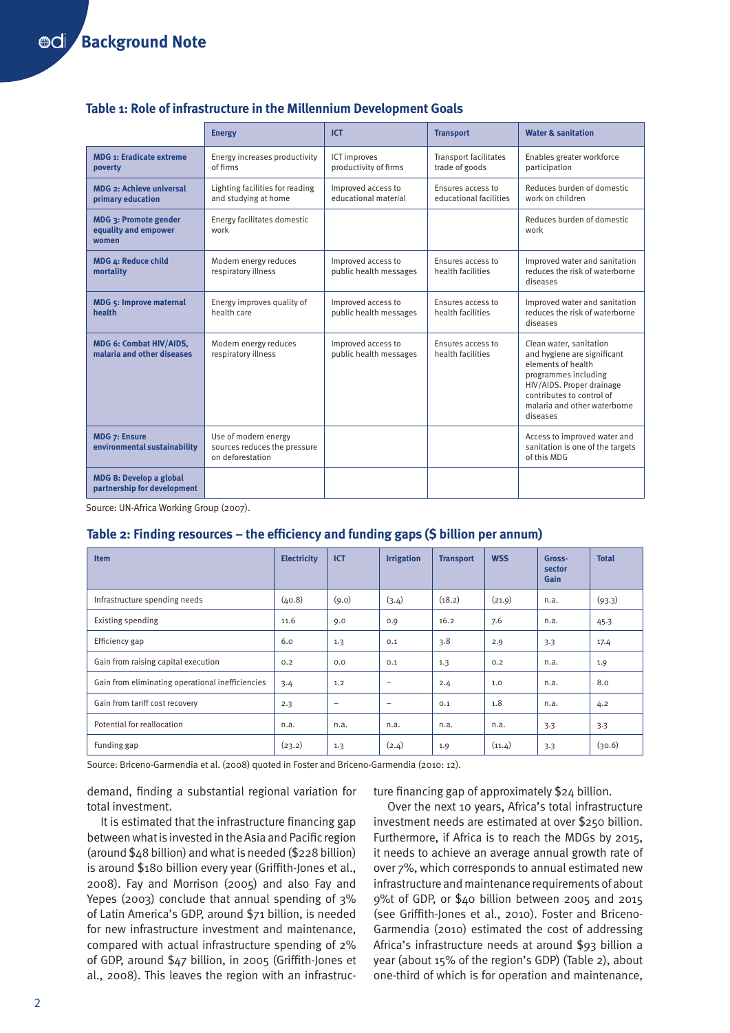### Table 1: Role of infrastructure in the Millennium Development Goals

| | Energy | ICT | Transport | Water & sanitation |
|---|---|---|---|---|
| **MDG 1: Eradicate extreme poverty** | Energy increases productivity of firms | ICT improves productivity of firms | Transport facilitates trade of goods | Enables greater workforce participation |
| **MDG 2: Achieve universal primary education** | Lighting facilities for reading and studying at home | Improved access to educational material | Ensures access to educational facilities | Reduces burden of domestic work on children |
| **MDG 3: Promote gender equality and empower women** | Energy facilitates domestic work | | | Reduces burden of domestic work |
| **MDG 4: Reduce child mortality** | Modern energy reduces respiratory illness | Improved access to public health messages | Ensures access to health facilities | Improved water and sanitation reduces the risk of waterborne diseases |
| **MDG 5: Improve maternal health** | Energy improves quality of health care | Improved access to public health messages | Ensures access to health facilities | Improved water and sanitation reduces the risk of waterborne diseases |
| **MDG 6: Combat HIV/AIDS, malaria and other diseases** | Modern energy reduces respiratory illness | Improved access to public health messages | Ensures access to health facilities | Clean water, sanitation and hygiene are significant elements of health programmes including HIV/AIDS. Proper drainage contributes to control of malaria and other waterborne diseases |
| **MDG 7: Ensure environmental sustainability** | Use of modern energy sources reduces the pressure on deforestation | | | Access to improved water and sanitation is one of the targets of this MDG |
| **MDG 8: Develop a global partnership for development** | | | | |

Source: UN-Africa Working Group (2007).

### Table 2: Finding resources – the efficiency and funding gaps ($ billion per annum)

| Item | Electricity | ICT | Irrigation | Transport | WSS | Gross-sector Gain | Total |
|---|---|---|---|---|---|---|---|
| Infrastructure spending needs | (40.8) | (9.0) | (3.4) | (18.2) | (21.9) | n.a. | (93.3) |
| Existing spending | 11.6 | 9.0 | 0.9 | 16.2 | 7.6 | n.a. | 45.3 |
| Efficiency gap | 6.0 | 1.3 | 0.1 | 3.8 | 2.9 | 3.3 | 17.4 |
| Gain from raising capital execution | 0.2 | 0.0 | 0.1 | 1.3 | 0.2 | n.a. | 1.9 |
| Gain from eliminating operational inefficiencies | 3.4 | 1.2 | – | 2.4 | 1.0 | n.a. | 8.0 |
| Gain from tariff cost recovery | 2.3 | – | – | 0.1 | 1.8 | n.a. | 4.2 |
| Potential for reallocation | n.a. | n.a. | n.a. | n.a. | n.a. | 3.3 | 3.3 |
| Funding gap | (23.2) | 1.3 | (2.4) | 1.9 | (11.4) | 3.3 | (30.6) |

Source: Briceno-Garmendia et al. (2008) quoted in Foster and Briceno-Garmendia (2010: 12).

demand, finding a substantial regional variation for total investment.

It is estimated that the infrastructure financing gap between what is invested in the Asia and Pacific region (around $48 billion) and what is needed ($228 billion) is around $180 billion every year (Griffith-Jones et al., 2008). Fay and Morrison (2005) and also Fay and Yepes (2003) conclude that annual spending of 3% of Latin America's GDP, around $71 billion, is needed for new infrastructure investment and maintenance, compared with actual infrastructure spending of 2% of GDP, around $47 billion, in 2005 (Griffith-Jones et al., 2008). This leaves the region with an infrastructure financing gap of approximately $24 billion.

Over the next 10 years, Africa's total infrastructure investment needs are estimated at over $250 billion. Furthermore, if Africa is to reach the MDGs by 2015, it needs to achieve an average annual growth rate of over 7%, which corresponds to annual estimated new infrastructure and maintenance requirements of about 9%t of GDP, or $40 billion between 2005 and 2015 (see Griffith-Jones et al., 2010). Foster and Briceno-Garmendia (2010) estimated the cost of addressing Africa's infrastructure needs at around $93 billion a year (about 15% of the region's GDP) (Table 2), about one-third of which is for operation and maintenance,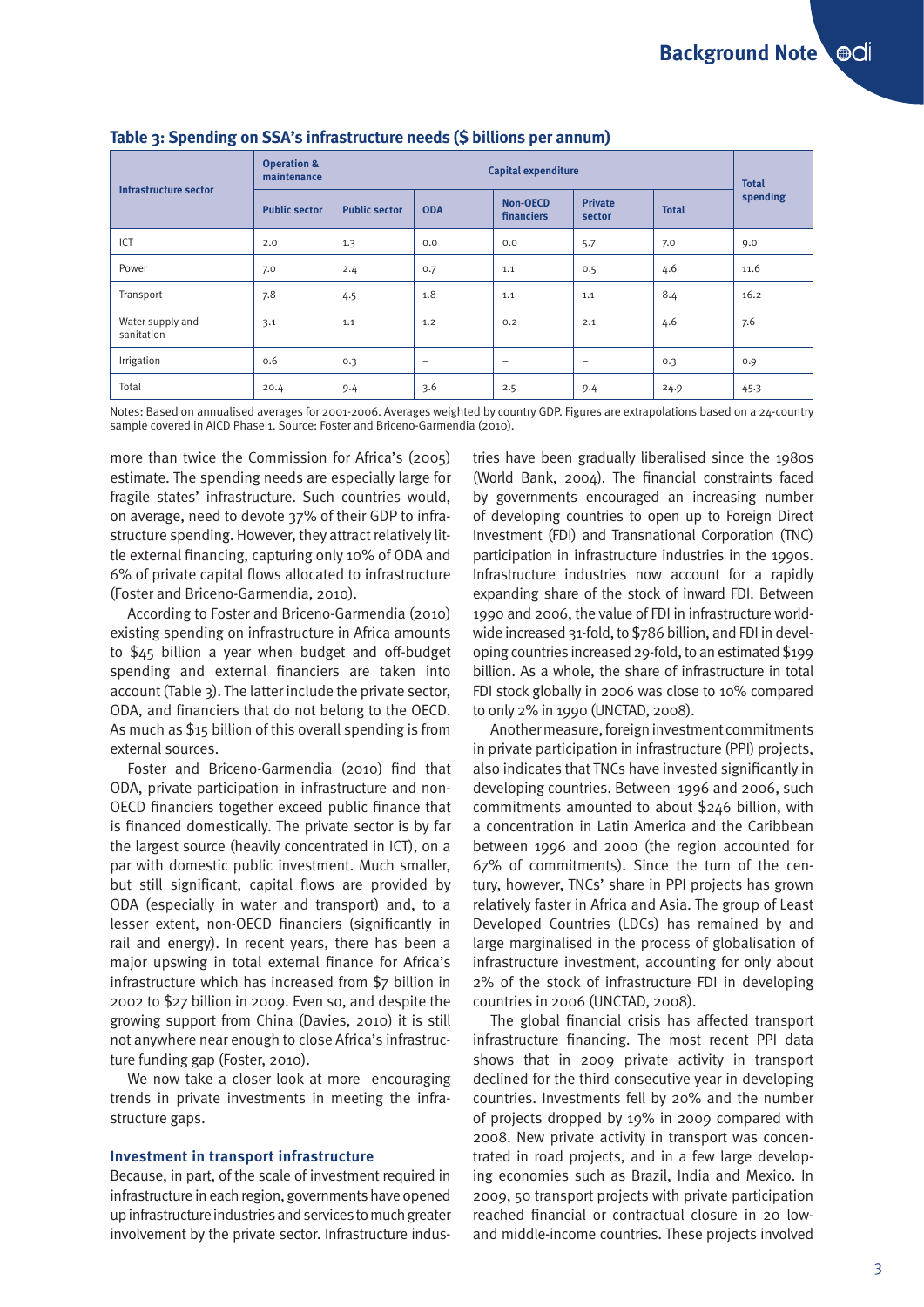**Table 3: Spending on SSA's infrastructure needs ($ billions per annum)**

| Infrastructure sector | Operation & maintenance | Capital expenditure | | | | | Total spending |
|---|---|---|---|---|---|---|---|
| | Public sector | Public sector | ODA | Non-OECD financiers | Private sector | Total | |
| ICT | 2.0 | 1.3 | 0.0 | 0.0 | 5.7 | 7.0 | 9.0 |
| Power | 7.0 | 2.4 | 0.7 | 1.1 | 0.5 | 4.6 | 11.6 |
| Transport | 7.8 | 4.5 | 1.8 | 1.1 | 1.1 | 8.4 | 16.2 |
| Water supply and sanitation | 3.1 | 1.1 | 1.2 | 0.2 | 2.1 | 4.6 | 7.6 |
| Irrigation | 0.6 | 0.3 | – | – | – | 0.3 | 0.9 |
| Total | 20.4 | 9.4 | 3.6 | 2.5 | 9.4 | 24.9 | 45.3 |

Notes: Based on annualised averages for 2001-2006. Averages weighted by country GDP. Figures are extrapolations based on a 24-country sample covered in AICD Phase 1. Source: Foster and Briceno-Garmendia (2010).

more than twice the Commission for Africa's (2005) estimate. The spending needs are especially large for fragile states' infrastructure. Such countries would, on average, need to devote 37% of their GDP to infrastructure spending. However, they attract relatively little external financing, capturing only 10% of ODA and 6% of private capital flows allocated to infrastructure (Foster and Briceno-Garmendia, 2010).

According to Foster and Briceno-Garmendia (2010) existing spending on infrastructure in Africa amounts to $45 billion a year when budget and off-budget spending and external financiers are taken into account (Table 3). The latter include the private sector, ODA, and financiers that do not belong to the OECD. As much as $15 billion of this overall spending is from external sources.

Foster and Briceno-Garmendia (2010) find that ODA, private participation in infrastructure and non-OECD financiers together exceed public finance that is financed domestically. The private sector is by far the largest source (heavily concentrated in ICT), on a par with domestic public investment. Much smaller, but still significant, capital flows are provided by ODA (especially in water and transport) and, to a lesser extent, non-OECD financiers (significantly in rail and energy). In recent years, there has been a major upswing in total external finance for Africa's infrastructure which has increased from $7 billion in 2002 to $27 billion in 2009. Even so, and despite the growing support from China (Davies, 2010) it is still not anywhere near enough to close Africa's infrastructure funding gap (Foster, 2010).

We now take a closer look at more encouraging trends in private investments in meeting the infrastructure gaps.

### Investment in transport infrastructure

Because, in part, of the scale of investment required in infrastructure in each region, governments have opened up infrastructure industries and services to much greater involvement by the private sector. Infrastructure industries have been gradually liberalised since the 1980s (World Bank, 2004). The financial constraints faced by governments encouraged an increasing number of developing countries to open up to Foreign Direct Investment (FDI) and Transnational Corporation (TNC) participation in infrastructure industries in the 1990s. Infrastructure industries now account for a rapidly expanding share of the stock of inward FDI. Between 1990 and 2006, the value of FDI in infrastructure worldwide increased 31-fold, to $786 billion, and FDI in developing countries increased 29-fold, to an estimated $199 billion. As a whole, the share of infrastructure in total FDI stock globally in 2006 was close to 10% compared to only 2% in 1990 (UNCTAD, 2008).

Another measure, foreign investment commitments in private participation in infrastructure (PPI) projects, also indicates that TNCs have invested significantly in developing countries. Between 1996 and 2006, such commitments amounted to about $246 billion, with a concentration in Latin America and the Caribbean between 1996 and 2000 (the region accounted for 67% of commitments). Since the turn of the century, however, TNCs' share in PPI projects has grown relatively faster in Africa and Asia. The group of Least Developed Countries (LDCs) has remained by and large marginalised in the process of globalisation of infrastructure investment, accounting for only about 2% of the stock of infrastructure FDI in developing countries in 2006 (UNCTAD, 2008).

The global financial crisis has affected transport infrastructure financing. The most recent PPI data shows that in 2009 private activity in transport declined for the third consecutive year in developing countries. Investments fell by 20% and the number of projects dropped by 19% in 2009 compared with 2008. New private activity in transport was concentrated in road projects, and in a few large developing economies such as Brazil, India and Mexico. In 2009, 50 transport projects with private participation reached financial or contractual closure in 20 low- and middle-income countries. These projects involved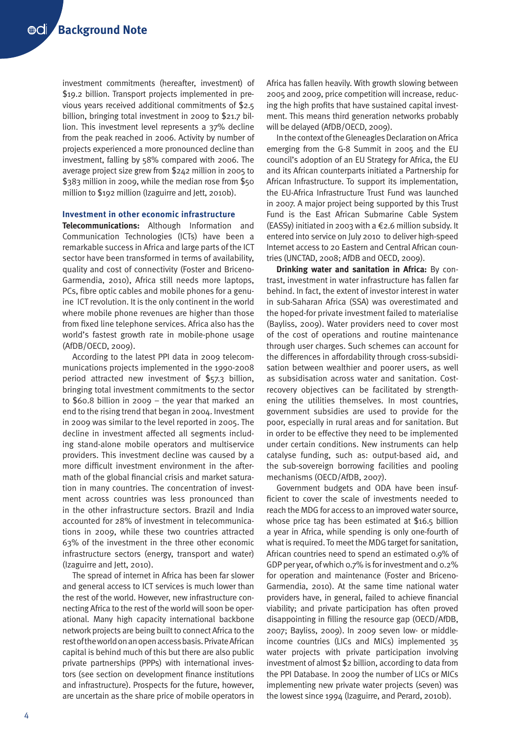investment commitments (hereafter, investment) of $19.2 billion. Transport projects implemented in previous years received additional commitments of $2.5 billion, bringing total investment in 2009 to $21.7 billion. This investment level represents a 37% decline from the peak reached in 2006. Activity by number of projects experienced a more pronounced decline than investment, falling by 58% compared with 2006. The average project size grew from $242 million in 2005 to $383 million in 2009, while the median rose from $50 million to $192 million (Izaguirre and Jett, 2010b).

### Investment in other economic infrastructure

**Telecommunications:** Although Information and Communication Technologies (ICTs) have been a remarkable success in Africa and large parts of the ICT sector have been transformed in terms of availability, quality and cost of connectivity (Foster and Briceno-Garmendia, 2010), Africa still needs more laptops, PCs, fibre optic cables and mobile phones for a genuine ICT revolution. It is the only continent in the world where mobile phone revenues are higher than those from fixed line telephone services. Africa also has the world's fastest growth rate in mobile-phone usage (AfDB/OECD, 2009).

According to the latest PPI data in 2009 telecommunications projects implemented in the 1990-2008 period attracted new investment of $57.3 billion, bringing total investment commitments to the sector to $60.8 billion in 2009 – the year that marked an end to the rising trend that began in 2004. Investment in 2009 was similar to the level reported in 2005. The decline in investment affected all segments including stand-alone mobile operators and multiservice providers. This investment decline was caused by a more difficult investment environment in the aftermath of the global financial crisis and market saturation in many countries. The concentration of investment across countries was less pronounced than in the other infrastructure sectors. Brazil and India accounted for 28% of investment in telecommunications in 2009, while these two countries attracted 63% of the investment in the three other economic infrastructure sectors (energy, transport and water) (Izaguirre and Jett, 2010).

The spread of internet in Africa has been far slower and general access to ICT services is much lower than the rest of the world. However, new infrastructure connecting Africa to the rest of the world will soon be operational. Many high capacity international backbone network projects are being built to connect Africa to the rest of the world on an open access basis. Private African capital is behind much of this but there are also public private partnerships (PPPs) with international investors (see section on development finance institutions and infrastructure). Prospects for the future, however, are uncertain as the share price of mobile operators in Africa has fallen heavily. With growth slowing between 2005 and 2009, price competition will increase, reducing the high profits that have sustained capital investment. This means third generation networks probably will be delayed (AfDB/OECD, 2009).

In the context of the Gleneagles Declaration on Africa emerging from the G-8 Summit in 2005 and the EU council's adoption of an EU Strategy for Africa, the EU and its African counterparts initiated a Partnership for African Infrastructure. To support its implementation, the EU-Africa Infrastructure Trust Fund was launched in 2007. A major project being supported by this Trust Fund is the East African Submarine Cable System (EASSy) initiated in 2003 with a €2.6 million subsidy. It entered into service on July 2010 to deliver high-speed Internet access to 20 Eastern and Central African countries (UNCTAD, 2008; AfDB and OECD, 2009).

**Drinking water and sanitation in Africa:** By contrast, investment in water infrastructure has fallen far behind. In fact, the extent of investor interest in water in sub-Saharan Africa (SSA) was overestimated and the hoped-for private investment failed to materialise (Bayliss, 2009). Water providers need to cover most of the cost of operations and routine maintenance through user charges. Such schemes can account for the differences in affordability through cross-subsidisation between wealthier and poorer users, as well as subsidisation across water and sanitation. Cost-recovery objectives can be facilitated by strengthening the utilities themselves. In most countries, government subsidies are used to provide for the poor, especially in rural areas and for sanitation. But in order to be effective they need to be implemented under certain conditions. New instruments can help catalyse funding, such as: output-based aid, and the sub-sovereign borrowing facilities and pooling mechanisms (OECD/AfDB, 2007).

Government budgets and ODA have been insufficient to cover the scale of investments needed to reach the MDG for access to an improved water source, whose price tag has been estimated at $16.5 billion a year in Africa, while spending is only one-fourth of what is required. To meet the MDG target for sanitation, African countries need to spend an estimated 0.9% of GDP per year, of which 0.7% is for investment and 0.2% for operation and maintenance (Foster and Briceno-Garmendia, 2010). At the same time national water providers have, in general, failed to achieve financial viability; and private participation has often proved disappointing in filling the resource gap (OECD/AfDB, 2007; Bayliss, 2009). In 2009 seven low- or middle-income countries (LICs and MICs) implemented 35 water projects with private participation involving investment of almost $2 billion, according to data from the PPI Database. In 2009 the number of LICs or MICs implementing new private water projects (seven) was the lowest since 1994 (Izaguirre, and Perard, 2010b).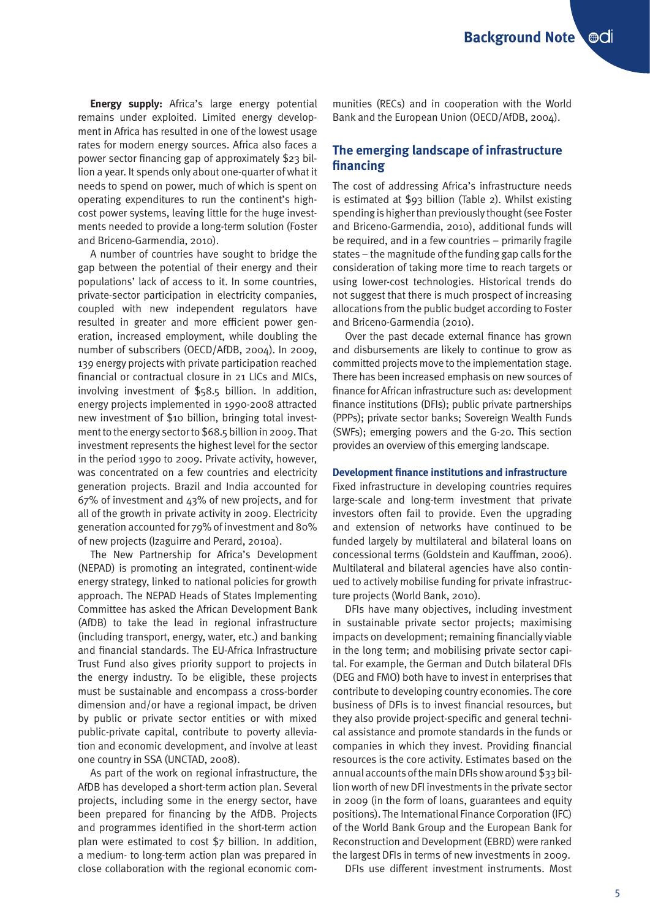**Energy supply:** Africa's large energy potential remains under exploited. Limited energy development in Africa has resulted in one of the lowest usage rates for modern energy sources. Africa also faces a power sector financing gap of approximately $23 billion a year. It spends only about one-quarter of what it needs to spend on power, much of which is spent on operating expenditures to run the continent's high-cost power systems, leaving little for the huge investments needed to provide a long-term solution (Foster and Briceno-Garmendia, 2010).

A number of countries have sought to bridge the gap between the potential of their energy and their populations' lack of access to it. In some countries, private-sector participation in electricity companies, coupled with new independent regulators have resulted in greater and more efficient power generation, increased employment, while doubling the number of subscribers (OECD/AfDB, 2004). In 2009, 139 energy projects with private participation reached financial or contractual closure in 21 LICs and MICs, involving investment of $58.5 billion. In addition, energy projects implemented in 1990-2008 attracted new investment of $10 billion, bringing total investment to the energy sector to $68.5 billion in 2009. That investment represents the highest level for the sector in the period 1990 to 2009. Private activity, however, was concentrated on a few countries and electricity generation projects. Brazil and India accounted for 67% of investment and 43% of new projects, and for all of the growth in private activity in 2009. Electricity generation accounted for 79% of investment and 80% of new projects (Izaguirre and Perard, 2010a).

The New Partnership for Africa's Development (NEPAD) is promoting an integrated, continent-wide energy strategy, linked to national policies for growth approach. The NEPAD Heads of States Implementing Committee has asked the African Development Bank (AfDB) to take the lead in regional infrastructure (including transport, energy, water, etc.) and banking and financial standards. The EU-Africa Infrastructure Trust Fund also gives priority support to projects in the energy industry. To be eligible, these projects must be sustainable and encompass a cross-border dimension and/or have a regional impact, be driven by public or private sector entities or with mixed public-private capital, contribute to poverty alleviation and economic development, and involve at least one country in SSA (UNCTAD, 2008).

As part of the work on regional infrastructure, the AfDB has developed a short-term action plan. Several projects, including some in the energy sector, have been prepared for financing by the AfDB. Projects and programmes identified in the short-term action plan were estimated to cost $7 billion. In addition, a medium- to long-term action plan was prepared in close collaboration with the regional economic communities (RECs) and in cooperation with the World Bank and the European Union (OECD/AfDB, 2004).

## The emerging landscape of infrastructure financing

The cost of addressing Africa's infrastructure needs is estimated at $93 billion (Table 2). Whilst existing spending is higher than previously thought (see Foster and Briceno-Garmendia, 2010), additional funds will be required, and in a few countries – primarily fragile states – the magnitude of the funding gap calls for the consideration of taking more time to reach targets or using lower-cost technologies. Historical trends do not suggest that there is much prospect of increasing allocations from the public budget according to Foster and Briceno-Garmendia (2010).

Over the past decade external finance has grown and disbursements are likely to continue to grow as committed projects move to the implementation stage. There has been increased emphasis on new sources of finance for African infrastructure such as: development finance institutions (DFIs); public private partnerships (PPPs); private sector banks; Sovereign Wealth Funds (SWFs); emerging powers and the G-20. This section provides an overview of this emerging landscape.

### Development finance institutions and infrastructure

Fixed infrastructure in developing countries requires large-scale and long-term investment that private investors often fail to provide. Even the upgrading and extension of networks have continued to be funded largely by multilateral and bilateral loans on concessional terms (Goldstein and Kauffman, 2006). Multilateral and bilateral agencies have also continued to actively mobilise funding for private infrastructure projects (World Bank, 2010).

DFIs have many objectives, including investment in sustainable private sector projects; maximising impacts on development; remaining financially viable in the long term; and mobilising private sector capital. For example, the German and Dutch bilateral DFIs (DEG and FMO) both have to invest in enterprises that contribute to developing country economies. The core business of DFIs is to invest financial resources, but they also provide project-specific and general technical assistance and promote standards in the funds or companies in which they invest. Providing financial resources is the core activity. Estimates based on the annual accounts of the main DFIs show around $33 billion worth of new DFI investments in the private sector in 2009 (in the form of loans, guarantees and equity positions). The International Finance Corporation (IFC) of the World Bank Group and the European Bank for Reconstruction and Development (EBRD) were ranked the largest DFIs in terms of new investments in 2009.

DFIs use different investment instruments. Most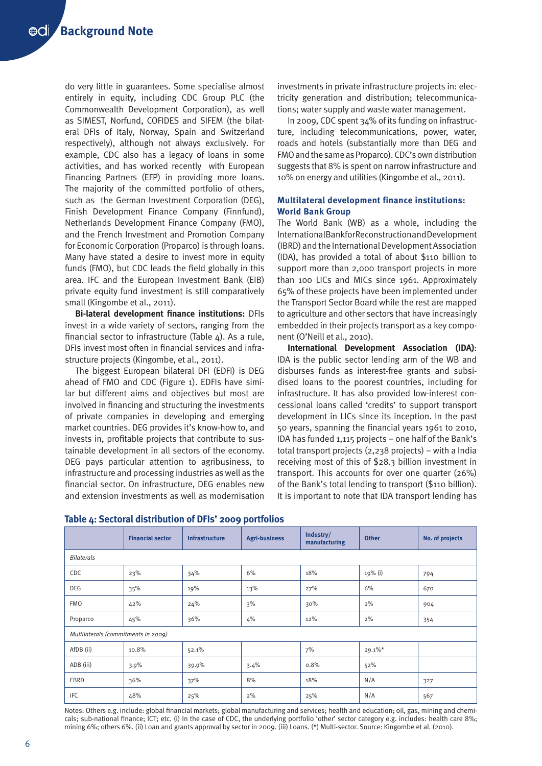do very little in guarantees. Some specialise almost entirely in equity, including CDC Group PLC (the Commonwealth Development Corporation), as well as SIMEST, Norfund, COFIDES and SIFEM (the bilateral DFIs of Italy, Norway, Spain and Switzerland respectively), although not always exclusively. For example, CDC also has a legacy of loans in some activities, and has worked recently with European Financing Partners (EFP) in providing more loans. The majority of the committed portfolio of others, such as the German Investment Corporation (DEG), Finish Development Finance Company (Finnfund), Netherlands Development Finance Company (FMO), and the French Investment and Promotion Company for Economic Corporation (Proparco) is through loans. Many have stated a desire to invest more in equity funds (FMO), but CDC leads the field globally in this area. IFC and the European Investment Bank (EIB) private equity fund investment is still comparatively small (Kingombe et al., 2011).

**Bi-lateral development finance institutions:** DFIs invest in a wide variety of sectors, ranging from the financial sector to infrastructure (Table 4). As a rule, DFIs invest most often in financial services and infrastructure projects (Kingombe, et al., 2011).

The biggest European bilateral DFI (EDFI) is DEG ahead of FMO and CDC (Figure 1). EDFIs have similar but different aims and objectives but most are involved in financing and structuring the investments of private companies in developing and emerging market countries. DEG provides it's know-how to, and invests in, profitable projects that contribute to sustainable development in all sectors of the economy. DEG pays particular attention to agribusiness, to infrastructure and processing industries as well as the financial sector. On infrastructure, DEG enables new and extension investments as well as modernisation investments in private infrastructure projects in: electricity generation and distribution; telecommunications; water supply and waste water management.

In 2009, CDC spent 34% of its funding on infrastructure, including telecommunications, power, water, roads and hotels (substantially more than DEG and FMO and the same as Proparco). CDC's own distribution suggests that 8% is spent on narrow infrastructure and 10% on energy and utilities (Kingombe et al., 2011).

### Multilateral development finance institutions: World Bank Group

The World Bank (WB) as a whole, including the International Bank for Reconstruction and Development (IBRD) and the International Development Association (IDA), has provided a total of about $110 billion to support more than 2,000 transport projects in more than 100 LICs and MICs since 1961. Approximately 65% of these projects have been implemented under the Transport Sector Board while the rest are mapped to agriculture and other sectors that have increasingly embedded in their projects transport as a key component (O'Neill et al., 2010).

**International Development Association (IDA)**: IDA is the public sector lending arm of the WB and disburses funds as interest-free grants and subsidised loans to the poorest countries, including for infrastructure. It has also provided low-interest concessional loans called 'credits' to support transport development in LICs since its inception. In the past 50 years, spanning the financial years 1961 to 2010, IDA has funded 1,115 projects – one half of the Bank's total transport projects (2,238 projects) – with a India receiving most of this of $28.3 billion investment in transport. This accounts for over one quarter (26%) of the Bank's total lending to transport ($110 billion). It is important to note that IDA transport lending has

**Table 4: Sectoral distribution of DFIs' 2009 portfolios**

| | Financial sector | Infrastructure | Agri-business | Industry/ manufacturing | Other | No. of projects |
|---|---|---|---|---|---|---|
| *Bilaterals* | | | | | | |
| CDC | 23% | 34% | 6% | 18% | 19% (i) | 794 |
| DEG | 35% | 19% | 13% | 27% | 6% | 670 |
| FMO | 42% | 24% | 3% | 30% | 2% | 904 |
| Proparco | 45% | 36% | 4% | 12% | 2% | 354 |
| *Multilaterals (commitments in 2009)* | | | | | | |
| AfDB (ii) | 10.8% | 52.1% | | 7% | 29.1%* | |
| ADB (iii) | 3.9% | 39.9% | 3.4% | 0.8% | 52% | |
| EBRD | 36% | 37% | 8% | 18% | N/A | 327 |
| IFC | 48% | 25% | 2% | 25% | N/A | 567 |

Notes: Others e.g. include: global financial markets; global manufacturing and services; health and education; oil, gas, mining and chemicals; sub-national finance; ICT; etc. (i) In the case of CDC, the underlying portfolio 'other' sector category e.g. includes: health care 8%; mining 6%; others 6%. (ii) Loan and grants approval by sector in 2009. (iii) Loans. (*) Multi-sector. Source: Kingombe et al. (2010).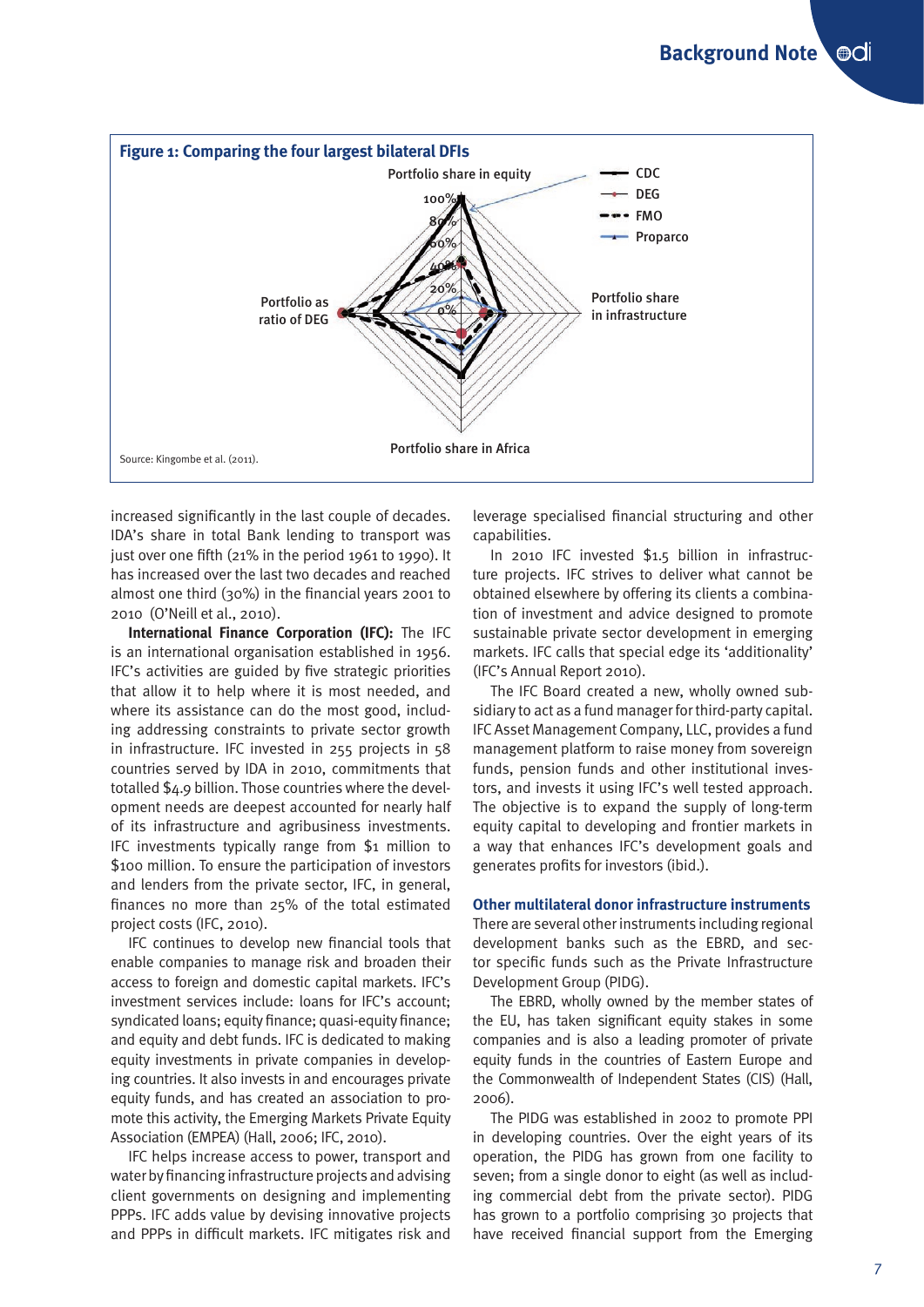**Figure 1: Comparing the four largest bilateral DFIs**

Portfolio share in equity

100%
80%
60%
40%
20%
0%

Portfolio as ratio of DEG

Portfolio share in infrastructure

Portfolio share in Africa

CDC
DEG
FMO
Proparco

Source: Kingombe et al. (2011).

increased significantly in the last couple of decades. IDA's share in total Bank lending to transport was just over one fifth (21% in the period 1961 to 1990). It has increased over the last two decades and reached almost one third (30%) in the financial years 2001 to 2010 (O'Neill et al., 2010).

**International Finance Corporation (IFC):** The IFC is an international organisation established in 1956. IFC's activities are guided by five strategic priorities that allow it to help where it is most needed, and where its assistance can do the most good, including addressing constraints to private sector growth in infrastructure. IFC invested in 255 projects in 58 countries served by IDA in 2010, commitments that totalled $4.9 billion. Those countries where the development needs are deepest accounted for nearly half of its infrastructure and agribusiness investments. IFC investments typically range from $1 million to $100 million. To ensure the participation of investors and lenders from the private sector, IFC, in general, finances no more than 25% of the total estimated project costs (IFC, 2010).

IFC continues to develop new financial tools that enable companies to manage risk and broaden their access to foreign and domestic capital markets. IFC's investment services include: loans for IFC's account; syndicated loans; equity finance; quasi-equity finance; and equity and debt funds. IFC is dedicated to making equity investments in private companies in developing countries. It also invests in and encourages private equity funds, and has created an association to promote this activity, the Emerging Markets Private Equity Association (EMPEA) (Hall, 2006; IFC, 2010).

IFC helps increase access to power, transport and water by financing infrastructure projects and advising client governments on designing and implementing PPPs. IFC adds value by devising innovative projects and PPPs in difficult markets. IFC mitigates risk and leverage specialised financial structuring and other capabilities.

In 2010 IFC invested $1.5 billion in infrastructure projects. IFC strives to deliver what cannot be obtained elsewhere by offering its clients a combination of investment and advice designed to promote sustainable private sector development in emerging markets. IFC calls that special edge its 'additionality' (IFC's Annual Report 2010).

The IFC Board created a new, wholly owned subsidiary to act as a fund manager for third-party capital. IFC Asset Management Company, LLC, provides a fund management platform to raise money from sovereign funds, pension funds and other institutional investors, and invests it using IFC's well tested approach. The objective is to expand the supply of long-term equity capital to developing and frontier markets in a way that enhances IFC's development goals and generates profits for investors (ibid.).

### Other multilateral donor infrastructure instruments

There are several other instruments including regional development banks such as the EBRD, and sector specific funds such as the Private Infrastructure Development Group (PIDG).

The EBRD, wholly owned by the member states of the EU, has taken significant equity stakes in some companies and is also a leading promoter of private equity funds in the countries of Eastern Europe and the Commonwealth of Independent States (CIS) (Hall, 2006).

The PIDG was established in 2002 to promote PPI in developing countries. Over the eight years of its operation, the PIDG has grown from one facility to seven; from a single donor to eight (as well as including commercial debt from the private sector). PIDG has grown to a portfolio comprising 30 projects that have received financial support from the Emerging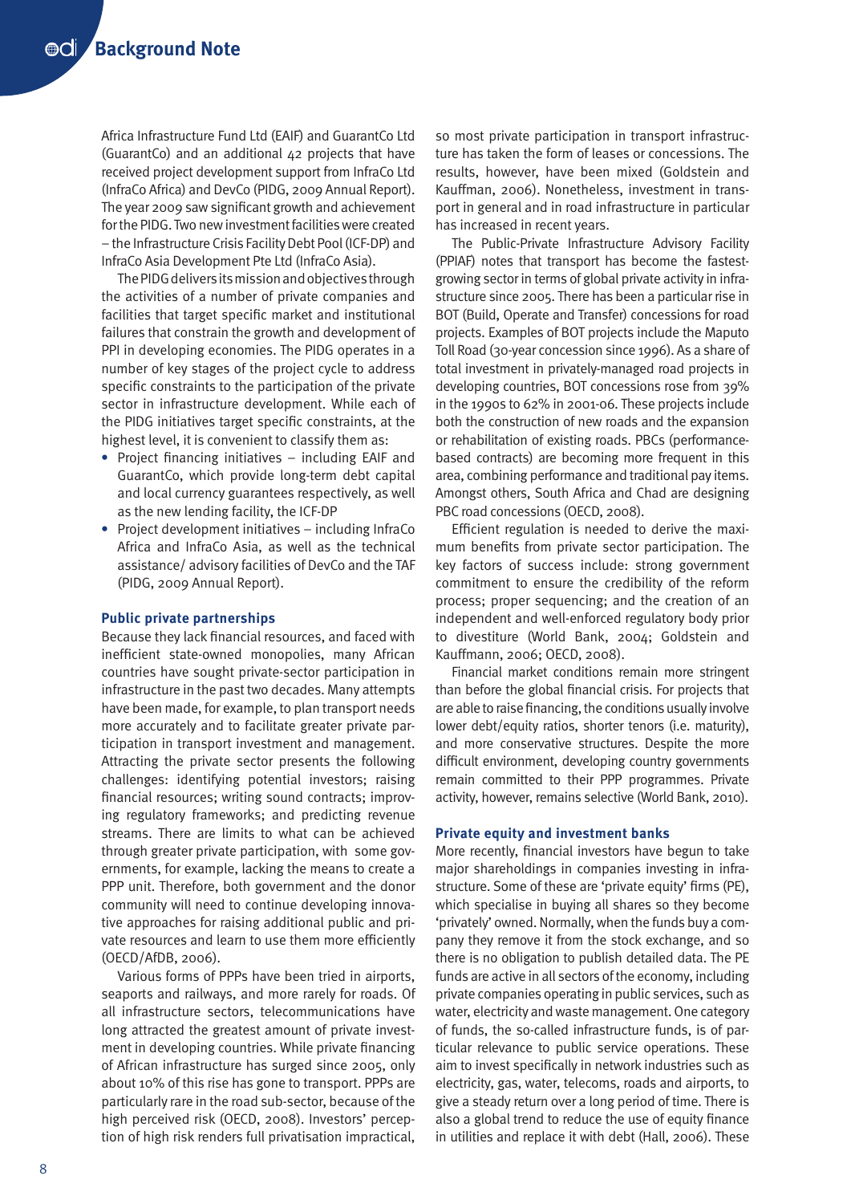Africa Infrastructure Fund Ltd (EAIF) and GuarantCo Ltd (GuarantCo) and an additional 42 projects that have received project development support from InfraCo Ltd (InfraCo Africa) and DevCo (PIDG, 2009 Annual Report). The year 2009 saw significant growth and achievement for the PIDG. Two new investment facilities were created – the Infrastructure Crisis Facility Debt Pool (ICF-DP) and InfraCo Asia Development Pte Ltd (InfraCo Asia).

The PIDG delivers its mission and objectives through the activities of a number of private companies and facilities that target specific market and institutional failures that constrain the growth and development of PPI in developing economies. The PIDG operates in a number of key stages of the project cycle to address specific constraints to the participation of the private sector in infrastructure development. While each of the PIDG initiatives target specific constraints, at the highest level, it is convenient to classify them as:

- Project financing initiatives – including EAIF and GuarantCo, which provide long-term debt capital and local currency guarantees respectively, as well as the new lending facility, the ICF-DP
- Project development initiatives – including InfraCo Africa and InfraCo Asia, as well as the technical assistance/ advisory facilities of DevCo and the TAF (PIDG, 2009 Annual Report).

## Public private partnerships

Because they lack financial resources, and faced with inefficient state-owned monopolies, many African countries have sought private-sector participation in infrastructure in the past two decades. Many attempts have been made, for example, to plan transport needs more accurately and to facilitate greater private participation in transport investment and management. Attracting the private sector presents the following challenges: identifying potential investors; raising financial resources; writing sound contracts; improving regulatory frameworks; and predicting revenue streams. There are limits to what can be achieved through greater private participation, with some governments, for example, lacking the means to create a PPP unit. Therefore, both government and the donor community will need to continue developing innovative approaches for raising additional public and private resources and learn to use them more efficiently (OECD/AfDB, 2006).

Various forms of PPPs have been tried in airports, seaports and railways, and more rarely for roads. Of all infrastructure sectors, telecommunications have long attracted the greatest amount of private investment in developing countries. While private financing of African infrastructure has surged since 2005, only about 10% of this rise has gone to transport. PPPs are particularly rare in the road sub-sector, because of the high perceived risk (OECD, 2008). Investors' perception of high risk renders full privatisation impractical, so most private participation in transport infrastructure has taken the form of leases or concessions. The results, however, have been mixed (Goldstein and Kauffman, 2006). Nonetheless, investment in transport in general and in road infrastructure in particular has increased in recent years.

The Public-Private Infrastructure Advisory Facility (PPIAF) notes that transport has become the fastest-growing sector in terms of global private activity in infrastructure since 2005. There has been a particular rise in BOT (Build, Operate and Transfer) concessions for road projects. Examples of BOT projects include the Maputo Toll Road (30-year concession since 1996). As a share of total investment in privately-managed road projects in developing countries, BOT concessions rose from 39% in the 1990s to 62% in 2001-06. These projects include both the construction of new roads and the expansion or rehabilitation of existing roads. PBCs (performance-based contracts) are becoming more frequent in this area, combining performance and traditional pay items. Amongst others, South Africa and Chad are designing PBC road concessions (OECD, 2008).

Efficient regulation is needed to derive the maximum benefits from private sector participation. The key factors of success include: strong government commitment to ensure the credibility of the reform process; proper sequencing; and the creation of an independent and well-enforced regulatory body prior to divestiture (World Bank, 2004; Goldstein and Kauffmann, 2006; OECD, 2008).

Financial market conditions remain more stringent than before the global financial crisis. For projects that are able to raise financing, the conditions usually involve lower debt/equity ratios, shorter tenors (i.e. maturity), and more conservative structures. Despite the more difficult environment, developing country governments remain committed to their PPP programmes. Private activity, however, remains selective (World Bank, 2010).

## Private equity and investment banks

More recently, financial investors have begun to take major shareholdings in companies investing in infrastructure. Some of these are 'private equity' firms (PE), which specialise in buying all shares so they become 'privately' owned. Normally, when the funds buy a company they remove it from the stock exchange, and so there is no obligation to publish detailed data. The PE funds are active in all sectors of the economy, including private companies operating in public services, such as water, electricity and waste management. One category of funds, the so-called infrastructure funds, is of particular relevance to public service operations. These aim to invest specifically in network industries such as electricity, gas, water, telecoms, roads and airports, to give a steady return over a long period of time. There is also a global trend to reduce the use of equity finance in utilities and replace it with debt (Hall, 2006). These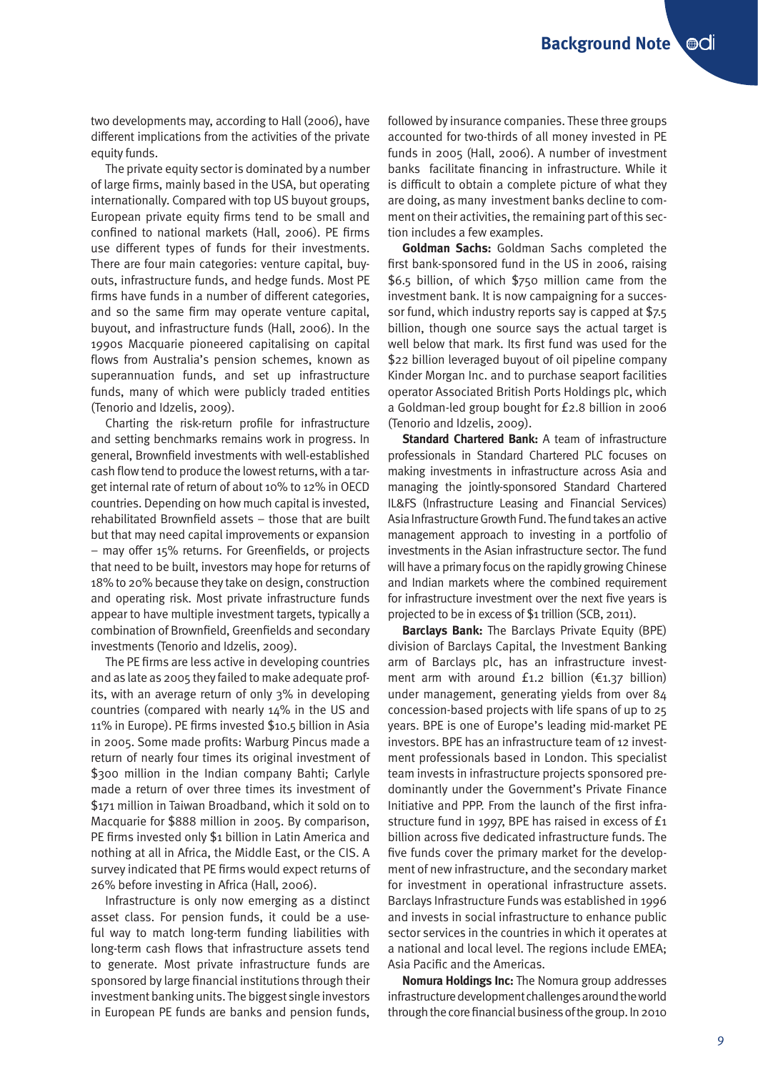two developments may, according to Hall (2006), have different implications from the activities of the private equity funds.

The private equity sector is dominated by a number of large firms, mainly based in the USA, but operating internationally. Compared with top US buyout groups, European private equity firms tend to be small and confined to national markets (Hall, 2006). PE firms use different types of funds for their investments. There are four main categories: venture capital, buyouts, infrastructure funds, and hedge funds. Most PE firms have funds in a number of different categories, and so the same firm may operate venture capital, buyout, and infrastructure funds (Hall, 2006). In the 1990s Macquarie pioneered capitalising on capital flows from Australia's pension schemes, known as superannuation funds, and set up infrastructure funds, many of which were publicly traded entities (Tenorio and Idzelis, 2009).

Charting the risk-return profile for infrastructure and setting benchmarks remains work in progress. In general, Brownfield investments with well-established cash flow tend to produce the lowest returns, with a target internal rate of return of about 10% to 12% in OECD countries. Depending on how much capital is invested, rehabilitated Brownfield assets – those that are built but that may need capital improvements or expansion – may offer 15% returns. For Greenfields, or projects that need to be built, investors may hope for returns of 18% to 20% because they take on design, construction and operating risk. Most private infrastructure funds appear to have multiple investment targets, typically a combination of Brownfield, Greenfields and secondary investments (Tenorio and Idzelis, 2009).

The PE firms are less active in developing countries and as late as 2005 they failed to make adequate profits, with an average return of only 3% in developing countries (compared with nearly 14% in the US and 11% in Europe). PE firms invested $10.5 billion in Asia in 2005. Some made profits: Warburg Pincus made a return of nearly four times its original investment of $300 million in the Indian company Bahti; Carlyle made a return of over three times its investment of $171 million in Taiwan Broadband, which it sold on to Macquarie for $888 million in 2005. By comparison, PE firms invested only $1 billion in Latin America and nothing at all in Africa, the Middle East, or the CIS. A survey indicated that PE firms would expect returns of 26% before investing in Africa (Hall, 2006).

Infrastructure is only now emerging as a distinct asset class. For pension funds, it could be a useful way to match long-term funding liabilities with long-term cash flows that infrastructure assets tend to generate. Most private infrastructure funds are sponsored by large financial institutions through their investment banking units. The biggest single investors in European PE funds are banks and pension funds, followed by insurance companies. These three groups accounted for two-thirds of all money invested in PE funds in 2005 (Hall, 2006). A number of investment banks facilitate financing in infrastructure. While it is difficult to obtain a complete picture of what they are doing, as many investment banks decline to comment on their activities, the remaining part of this section includes a few examples.

**Goldman Sachs:** Goldman Sachs completed the first bank-sponsored fund in the US in 2006, raising $6.5 billion, of which $750 million came from the investment bank. It is now campaigning for a successor fund, which industry reports say is capped at $7.5 billion, though one source says the actual target is well below that mark. Its first fund was used for the $22 billion leveraged buyout of oil pipeline company Kinder Morgan Inc. and to purchase seaport facilities operator Associated British Ports Holdings plc, which a Goldman-led group bought for £2.8 billion in 2006 (Tenorio and Idzelis, 2009).

**Standard Chartered Bank:** A team of infrastructure professionals in Standard Chartered PLC focuses on making investments in infrastructure across Asia and managing the jointly-sponsored Standard Chartered IL&FS (Infrastructure Leasing and Financial Services) Asia Infrastructure Growth Fund. The fund takes an active management approach to investing in a portfolio of investments in the Asian infrastructure sector. The fund will have a primary focus on the rapidly growing Chinese and Indian markets where the combined requirement for infrastructure investment over the next five years is projected to be in excess of $1 trillion (SCB, 2011).

**Barclays Bank:** The Barclays Private Equity (BPE) division of Barclays Capital, the Investment Banking arm of Barclays plc, has an infrastructure investment arm with around £1.2 billion (€1.37 billion) under management, generating yields from over 84 concession-based projects with life spans of up to 25 years. BPE is one of Europe's leading mid-market PE investors. BPE has an infrastructure team of 12 investment professionals based in London. This specialist team invests in infrastructure projects sponsored predominantly under the Government's Private Finance Initiative and PPP. From the launch of the first infrastructure fund in 1997, BPE has raised in excess of £1 billion across five dedicated infrastructure funds. The five funds cover the primary market for the development of new infrastructure, and the secondary market for investment in operational infrastructure assets. Barclays Infrastructure Funds was established in 1996 and invests in social infrastructure to enhance public sector services in the countries in which it operates at a national and local level. The regions include EMEA; Asia Pacific and the Americas.

**Nomura Holdings Inc:** The Nomura group addresses infrastructure development challenges around the world through the core financial business of the group. In 2010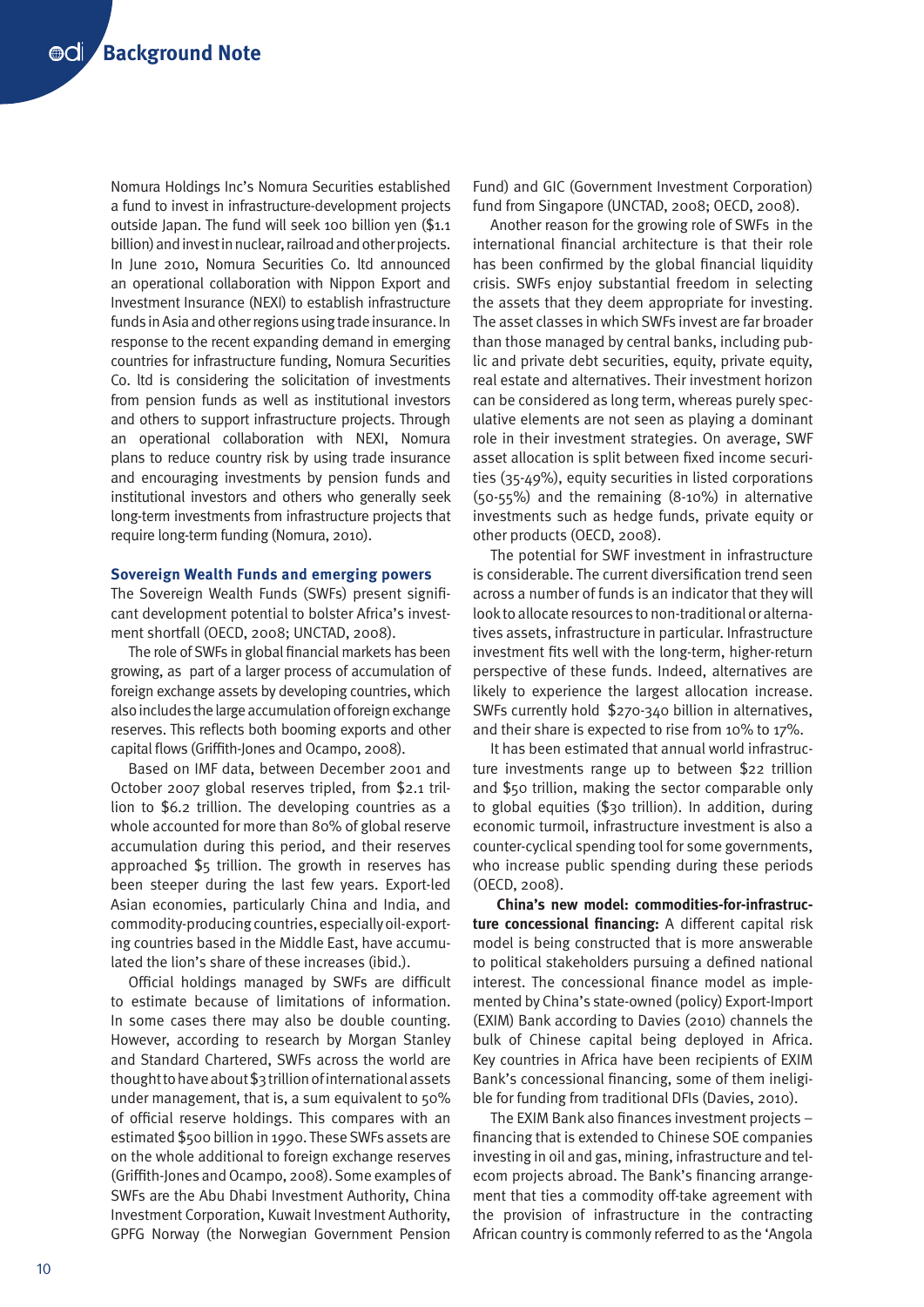Nomura Holdings Inc's Nomura Securities established a fund to invest in infrastructure-development projects outside Japan. The fund will seek 100 billion yen ($1.1 billion) and invest in nuclear, railroad and other projects. In June 2010, Nomura Securities Co. ltd announced an operational collaboration with Nippon Export and Investment Insurance (NEXI) to establish infrastructure funds in Asia and other regions using trade insurance. In response to the recent expanding demand in emerging countries for infrastructure funding, Nomura Securities Co. ltd is considering the solicitation of investments from pension funds as well as institutional investors and others to support infrastructure projects. Through an operational collaboration with NEXI, Nomura plans to reduce country risk by using trade insurance and encouraging investments by pension funds and institutional investors and others who generally seek long-term investments from infrastructure projects that require long-term funding (Nomura, 2010).

### Sovereign Wealth Funds and emerging powers

The Sovereign Wealth Funds (SWFs) present significant development potential to bolster Africa's investment shortfall (OECD, 2008; UNCTAD, 2008).

The role of SWFs in global financial markets has been growing, as part of a larger process of accumulation of foreign exchange assets by developing countries, which also includes the large accumulation of foreign exchange reserves. This reflects both booming exports and other capital flows (Griffith-Jones and Ocampo, 2008).

Based on IMF data, between December 2001 and October 2007 global reserves tripled, from $2.1 trillion to $6.2 trillion. The developing countries as a whole accounted for more than 80% of global reserve accumulation during this period, and their reserves approached $5 trillion. The growth in reserves has been steeper during the last few years. Export-led Asian economies, particularly China and India, and commodity-producing countries, especially oil-exporting countries based in the Middle East, have accumulated the lion's share of these increases (ibid.).

Official holdings managed by SWFs are difficult to estimate because of limitations of information. In some cases there may also be double counting. However, according to research by Morgan Stanley and Standard Chartered, SWFs across the world are thought to have about $3 trillion of international assets under management, that is, a sum equivalent to 50% of official reserve holdings. This compares with an estimated $500 billion in 1990. These SWFs assets are on the whole additional to foreign exchange reserves (Griffith-Jones and Ocampo, 2008). Some examples of SWFs are the Abu Dhabi Investment Authority, China Investment Corporation, Kuwait Investment Authority, GPFG Norway (the Norwegian Government Pension Fund) and GIC (Government Investment Corporation) fund from Singapore (UNCTAD, 2008; OECD, 2008).

Another reason for the growing role of SWFs in the international financial architecture is that their role has been confirmed by the global financial liquidity crisis. SWFs enjoy substantial freedom in selecting the assets that they deem appropriate for investing. The asset classes in which SWFs invest are far broader than those managed by central banks, including public and private debt securities, equity, private equity, real estate and alternatives. Their investment horizon can be considered as long term, whereas purely speculative elements are not seen as playing a dominant role in their investment strategies. On average, SWF asset allocation is split between fixed income securities (35-49%), equity securities in listed corporations (50-55%) and the remaining (8-10%) in alternative investments such as hedge funds, private equity or other products (OECD, 2008).

The potential for SWF investment in infrastructure is considerable. The current diversification trend seen across a number of funds is an indicator that they will look to allocate resources to non-traditional or alternatives assets, infrastructure in particular. Infrastructure investment fits well with the long-term, higher-return perspective of these funds. Indeed, alternatives are likely to experience the largest allocation increase. SWFs currently hold $270-340 billion in alternatives, and their share is expected to rise from 10% to 17%.

It has been estimated that annual world infrastructure investments range up to between $22 trillion and $50 trillion, making the sector comparable only to global equities ($30 trillion). In addition, during economic turmoil, infrastructure investment is also a counter-cyclical spending tool for some governments, who increase public spending during these periods (OECD, 2008).

**China's new model: commodities-for-infrastructure concessional financing:** A different capital risk model is being constructed that is more answerable to political stakeholders pursuing a defined national interest. The concessional finance model as implemented by China's state-owned (policy) Export-Import (EXIM) Bank according to Davies (2010) channels the bulk of Chinese capital being deployed in Africa. Key countries in Africa have been recipients of EXIM Bank's concessional financing, some of them ineligible for funding from traditional DFIs (Davies, 2010).

The EXIM Bank also finances investment projects – financing that is extended to Chinese SOE companies investing in oil and gas, mining, infrastructure and telecom projects abroad. The Bank's financing arrangement that ties a commodity off-take agreement with the provision of infrastructure in the contracting African country is commonly referred to as the 'Angola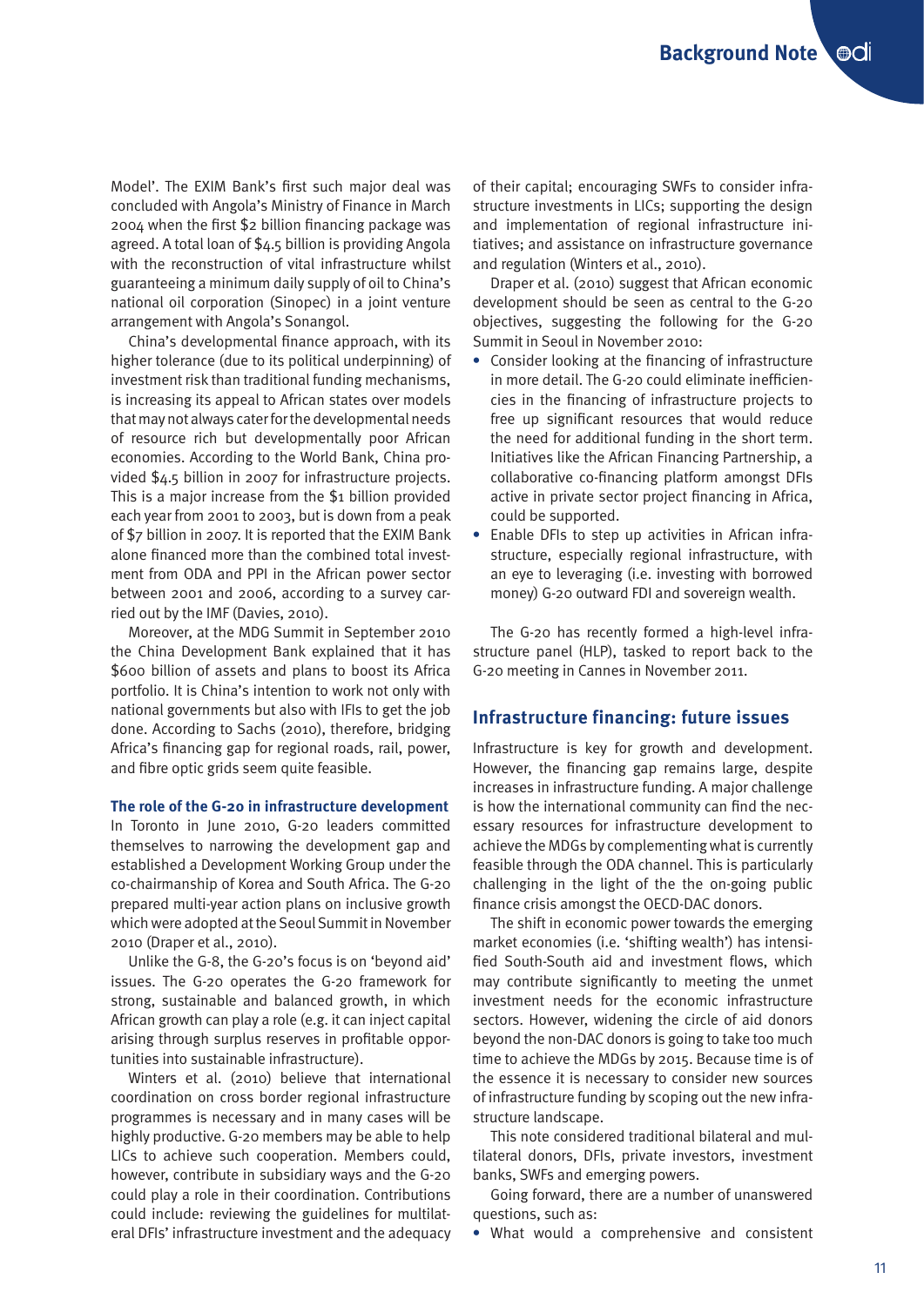Model'. The EXIM Bank's first such major deal was concluded with Angola's Ministry of Finance in March 2004 when the first $2 billion financing package was agreed. A total loan of $4.5 billion is providing Angola with the reconstruction of vital infrastructure whilst guaranteeing a minimum daily supply of oil to China's national oil corporation (Sinopec) in a joint venture arrangement with Angola's Sonangol.

China's developmental finance approach, with its higher tolerance (due to its political underpinning) of investment risk than traditional funding mechanisms, is increasing its appeal to African states over models that may not always cater for the developmental needs of resource rich but developmentally poor African economies. According to the World Bank, China provided $4.5 billion in 2007 for infrastructure projects. This is a major increase from the $1 billion provided each year from 2001 to 2003, but is down from a peak of $7 billion in 2007. It is reported that the EXIM Bank alone financed more than the combined total investment from ODA and PPI in the African power sector between 2001 and 2006, according to a survey carried out by the IMF (Davies, 2010).

Moreover, at the MDG Summit in September 2010 the China Development Bank explained that it has $600 billion of assets and plans to boost its Africa portfolio. It is China's intention to work not only with national governments but also with IFIs to get the job done. According to Sachs (2010), therefore, bridging Africa's financing gap for regional roads, rail, power, and fibre optic grids seem quite feasible.

### The role of the G-20 in infrastructure development

In Toronto in June 2010, G-20 leaders committed themselves to narrowing the development gap and established a Development Working Group under the co-chairmanship of Korea and South Africa. The G-20 prepared multi-year action plans on inclusive growth which were adopted at the Seoul Summit in November 2010 (Draper et al., 2010).

Unlike the G-8, the G-20's focus is on 'beyond aid' issues. The G-20 operates the G-20 framework for strong, sustainable and balanced growth, in which African growth can play a role (e.g. it can inject capital arising through surplus reserves in profitable opportunities into sustainable infrastructure).

Winters et al. (2010) believe that international coordination on cross border regional infrastructure programmes is necessary and in many cases will be highly productive. G-20 members may be able to help LICs to achieve such cooperation. Members could, however, contribute in subsidiary ways and the G-20 could play a role in their coordination. Contributions could include: reviewing the guidelines for multilateral DFIs' infrastructure investment and the adequacy of their capital; encouraging SWFs to consider infrastructure investments in LICs; supporting the design and implementation of regional infrastructure initiatives; and assistance on infrastructure governance and regulation (Winters et al., 2010).

Draper et al. (2010) suggest that African economic development should be seen as central to the G-20 objectives, suggesting the following for the G-20 Summit in Seoul in November 2010:

- Consider looking at the financing of infrastructure in more detail. The G-20 could eliminate inefficiencies in the financing of infrastructure projects to free up significant resources that would reduce the need for additional funding in the short term. Initiatives like the African Financing Partnership, a collaborative co-financing platform amongst DFIs active in private sector project financing in Africa, could be supported.
- Enable DFIs to step up activities in African infrastructure, especially regional infrastructure, with an eye to leveraging (i.e. investing with borrowed money) G-20 outward FDI and sovereign wealth.

The G-20 has recently formed a high-level infrastructure panel (HLP), tasked to report back to the G-20 meeting in Cannes in November 2011.

## Infrastructure financing: future issues

Infrastructure is key for growth and development. However, the financing gap remains large, despite increases in infrastructure funding. A major challenge is how the international community can find the necessary resources for infrastructure development to achieve the MDGs by complementing what is currently feasible through the ODA channel. This is particularly challenging in the light of the the on-going public finance crisis amongst the OECD-DAC donors.

The shift in economic power towards the emerging market economies (i.e. 'shifting wealth') has intensified South-South aid and investment flows, which may contribute significantly to meeting the unmet investment needs for the economic infrastructure sectors. However, widening the circle of aid donors beyond the non-DAC donors is going to take too much time to achieve the MDGs by 2015. Because time is of the essence it is necessary to consider new sources of infrastructure funding by scoping out the new infrastructure landscape.

This note considered traditional bilateral and multilateral donors, DFIs, private investors, investment banks, SWFs and emerging powers.

Going forward, there are a number of unanswered questions, such as:

- What would a comprehensive and consistent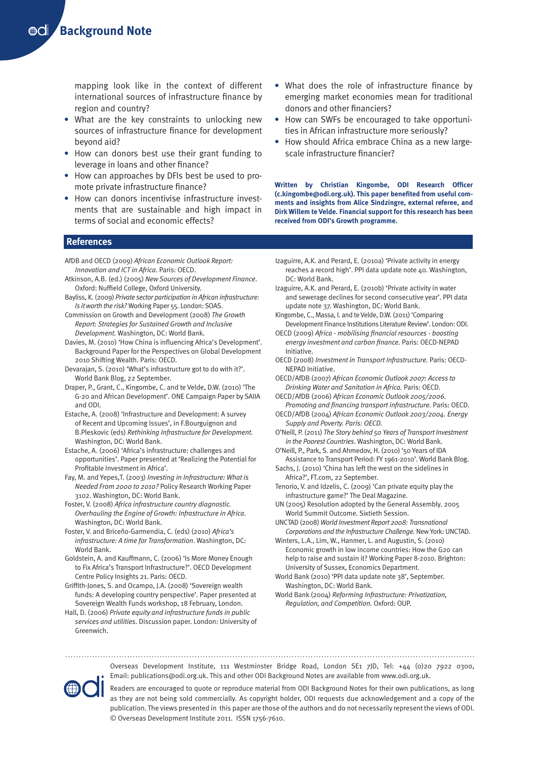mapping look like in the context of different international sources of infrastructure finance by region and country?

- What are the key constraints to unlocking new sources of infrastructure finance for development beyond aid?
- How can donors best use their grant funding to leverage in loans and other finance?
- How can approaches by DFIs best be used to promote private infrastructure finance?
- How can donors incentivise infrastructure investments that are sustainable and high impact in terms of social and economic effects?
- What does the role of infrastructure finance by emerging market economies mean for traditional donors and other financiers?
- How can SWFs be encouraged to take opportunities in African infrastructure more seriously?
- How should Africa embrace China as a new large-scale infrastructure financier?

**Written by Christian Kingombe, ODI Research Officer (c.kingombe@odi.org.uk). This paper benefited from useful comments and insights from Alice Sindzingre, external referee, and Dirk Willem te Velde. Financial support for this research has been received from ODI's Growth programme.**

## References

AfDB and OECD (2009) *African Economic Outlook Report: Innovation and ICT in Africa*. Paris: OECD.

Atkinson, A.B. (ed.) (2005) *New Sources of Development Finance*. Oxford: Nuffield College, Oxford University.

Bayliss, K. (2009) *Private sector participation in African infrastructure: Is it worth the risk?* Working Paper 55. London: SOAS.

Commission on Growth and Development (2008) *The Growth Report: Strategies for Sustained Growth and Inclusive Development.* Washington, DC: World Bank.

Davies, M. (2010) 'How China is influencing Africa's Development'. Background Paper for the Perspectives on Global Development 2010 Shifting Wealth. Paris: OECD.

Devarajan, S. (2010) 'What's infrastructure got to do with it?'. World Bank Blog, 22 September.

Draper, P., Grant, C., Kingombe, C. and te Velde, D.W. (2010) 'The G-20 and African Development'. ONE Campaign Paper by SAIIA and ODI.

Estache, A. (2008) 'Infrastructure and Development: A survey of Recent and Upcoming Issues', in F.Bourguignon and B.Pleskovic (eds) *Rethinking Infrastructure for Development.* Washington, DC: World Bank.

Estache, A. (2006) 'Africa's infrastructure: challenges and opportunities'. Paper presented at 'Realizing the Potential for Profitable Investment in Africa'.

Fay, M. and Yepes,T. (2003) *Investing in Infrastructure: What is Needed From 2000 to 2010?* Policy Research Working Paper 3102. Washington, DC: World Bank.

Foster, V. (2008) *Africa infrastructure country diagnostic. Overhauling the Engine of Growth: Infrastructure in Africa*. Washington, DC: World Bank.

Foster, V. and Briceño-Garmendia, C. (eds) (2010) *Africa's infrastructure: A time for Transformation*. Washington, DC: World Bank.

Goldstein, A. and Kauffmann, C. (2006) 'Is More Money Enough to Fix Africa's Transport Infrastructure?'. OECD Development Centre Policy Insights 21. Paris: OECD.

Griffith-Jones, S. and Ocampo, J.A. (2008) 'Sovereign wealth funds: A developing country perspective'. Paper presented at Sovereign Wealth Funds workshop, 18 February, London.

Hall, D. (2006) *Private equity and infrastructure funds in public services and utilities*. Discussion paper. London: University of Greenwich.

Izaguirre, A.K. and Perard, E. (2010a) 'Private activity in energy reaches a record high'. PPI data update note 40. Washington, DC: World Bank.

Izaguirre, A.K. and Perard, E. (2010b) 'Private activity in water and sewerage declines for second consecutive year'. PPI data update note 37. Washington, DC: World Bank.

Kingombe, C., Massa, I. and te Velde, D.W. (2011) 'Comparing Development Finance Institutions Literature Review'. London: ODI.

OECD (2009) *Africa - mobilising financial resources - boosting energy investment and carbon finance.* Paris: OECD-NEPAD Initiative.

OECD (2008) *Investment in Transport Infrastructure.* Paris: OECD-NEPAD Initiative.

OECD/AfDB (2007) *African Economic Outlook 2007: Access to Drinking Water and Sanitation in Africa.* Paris: OECD.

OECD/AfDB (2006) *African Economic Outlook 2005/2006. Promoting and financing transport infrastructure.* Paris: OECD.

OECD/AfDB (2004) *African Economic Outlook 2003/2004. Energy Supply and Poverty. Paris: OECD.*

O'Neill, P. (2011) *The Story behind 50 Years of Transport Investment in the Poorest Countries*. Washington, DC: World Bank.

O'Neill, P., Park, S. and Ahmedov, H. (2010) '50 Years of IDA Assistance to Transport Period: FY 1961-2010'. World Bank Blog.

Sachs, J. (2010) 'China has left the west on the sidelines in Africa?', FT.com, 22 September.

Tenorio, V. and Idzelis, C. (2009) 'Can private equity play the infrastructure game?' The Deal Magazine.

UN (2005) Resolution adopted by the General Assembly. 2005 World Summit Outcome. Sixtieth Session.

UNCTAD (2008) *World Investment Report 2008: Transnational Corporations and the Infrastructure Challenge.* New York: UNCTAD.

Winters, L.A., Lim, W., Hanmer, L. and Augustin, S. (2010) Economic growth in low income countries: How the G20 can help to raise and sustain it? Working Paper 8-2010. Brighton: University of Sussex, Economics Department.

World Bank (2010) 'PPI data update note 38', September. Washington, DC: World Bank.

World Bank (2004) *Reforming Infrastructure: Privatization, Regulation, and Competition.* Oxford: OUP.

Overseas Development Institute, 111 Westminster Bridge Road, London SE1 7JD, Tel: +44 (0)20 7922 0300, Email: publications@odi.org.uk. This and other ODI Background Notes are available from www.odi.org.uk.

Readers are encouraged to quote or reproduce material from ODI Background Notes for their own publications, as long as they are not being sold commercially. As copyright holder, ODI requests due acknowledgement and a copy of the publication. The views presented in this paper are those of the authors and do not necessarily represent the views of ODI. © Overseas Development Institute 2011. ISSN 1756-7610.